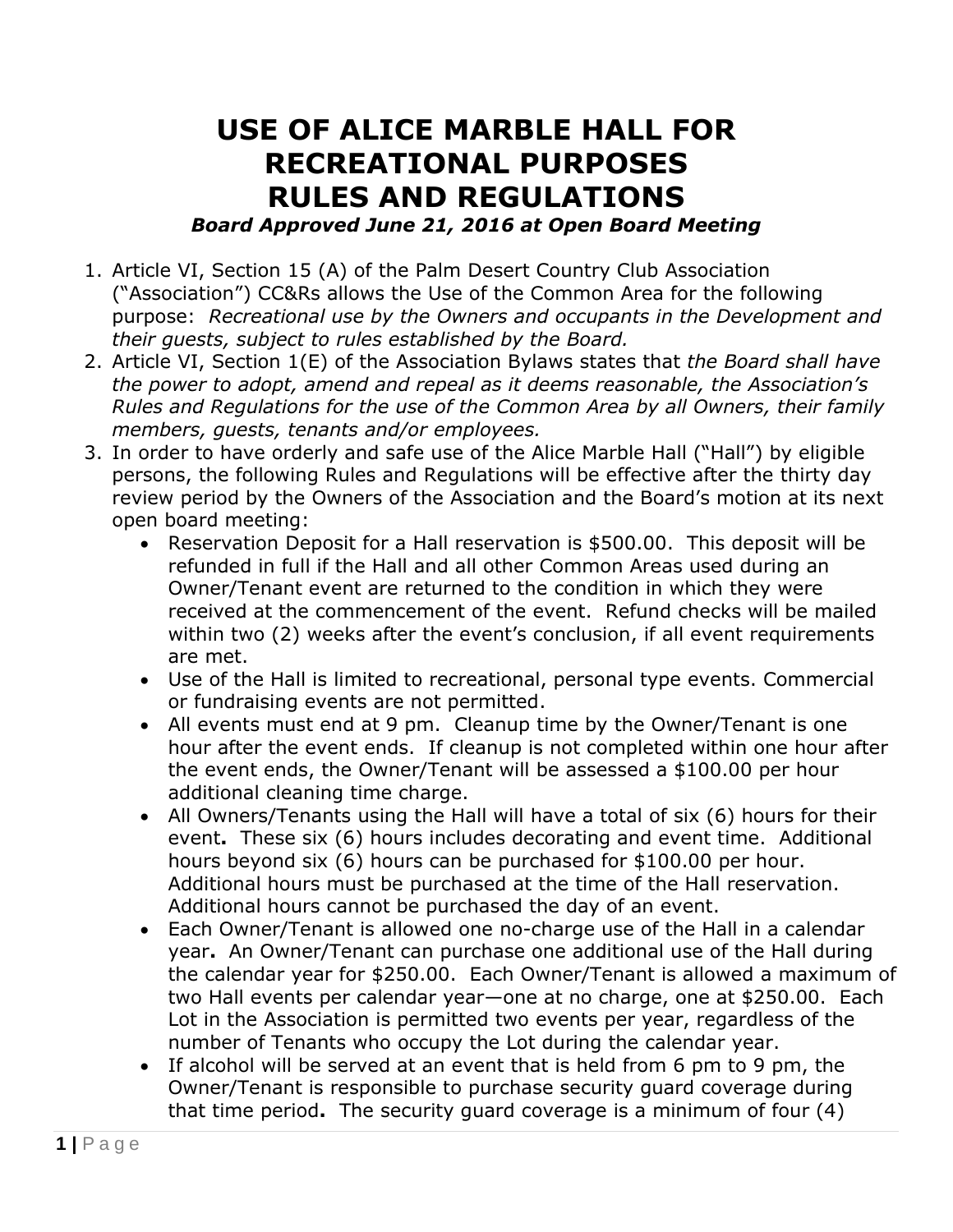# USE OF ALICE MARBLE HALL FOR RECREATIONAL PURPOSES RULES AND REGULATIONS

***Board Approved June 21, 2016 at Open Board Meeting***

1. Article VI, Section 15 (A) of the Palm Desert Country Club Association ("Association") CC&Rs allows the Use of the Common Area for the following purpose: *Recreational use by the Owners and occupants in the Development and their guests, subject to rules established by the Board.*
2. Article VI, Section 1(E) of the Association Bylaws states that *the Board shall have the power to adopt, amend and repeal as it deems reasonable, the Association's Rules and Regulations for the use of the Common Area by all Owners, their family members, guests, tenants and/or employees.*
3. In order to have orderly and safe use of the Alice Marble Hall ("Hall") by eligible persons, the following Rules and Regulations will be effective after the thirty day review period by the Owners of the Association and the Board's motion at its next open board meeting:
   - Reservation Deposit for a Hall reservation is $500.00. This deposit will be refunded in full if the Hall and all other Common Areas used during an Owner/Tenant event are returned to the condition in which they were received at the commencement of the event. Refund checks will be mailed within two (2) weeks after the event's conclusion, if all event requirements are met.
   - Use of the Hall is limited to recreational, personal type events. Commercial or fundraising events are not permitted.
   - All events must end at 9 pm. Cleanup time by the Owner/Tenant is one hour after the event ends. If cleanup is not completed within one hour after the event ends, the Owner/Tenant will be assessed a $100.00 per hour additional cleaning time charge.
   - All Owners/Tenants using the Hall will have a total of six (6) hours for their event**.** These six (6) hours includes decorating and event time. Additional hours beyond six (6) hours can be purchased for $100.00 per hour. Additional hours must be purchased at the time of the Hall reservation. Additional hours cannot be purchased the day of an event.
   - Each Owner/Tenant is allowed one no-charge use of the Hall in a calendar year**.** An Owner/Tenant can purchase one additional use of the Hall during the calendar year for $250.00. Each Owner/Tenant is allowed a maximum of two Hall events per calendar year—one at no charge, one at $250.00. Each Lot in the Association is permitted two events per year, regardless of the number of Tenants who occupy the Lot during the calendar year.
   - If alcohol will be served at an event that is held from 6 pm to 9 pm, the Owner/Tenant is responsible to purchase security guard coverage during that time period**.** The security guard coverage is a minimum of four (4)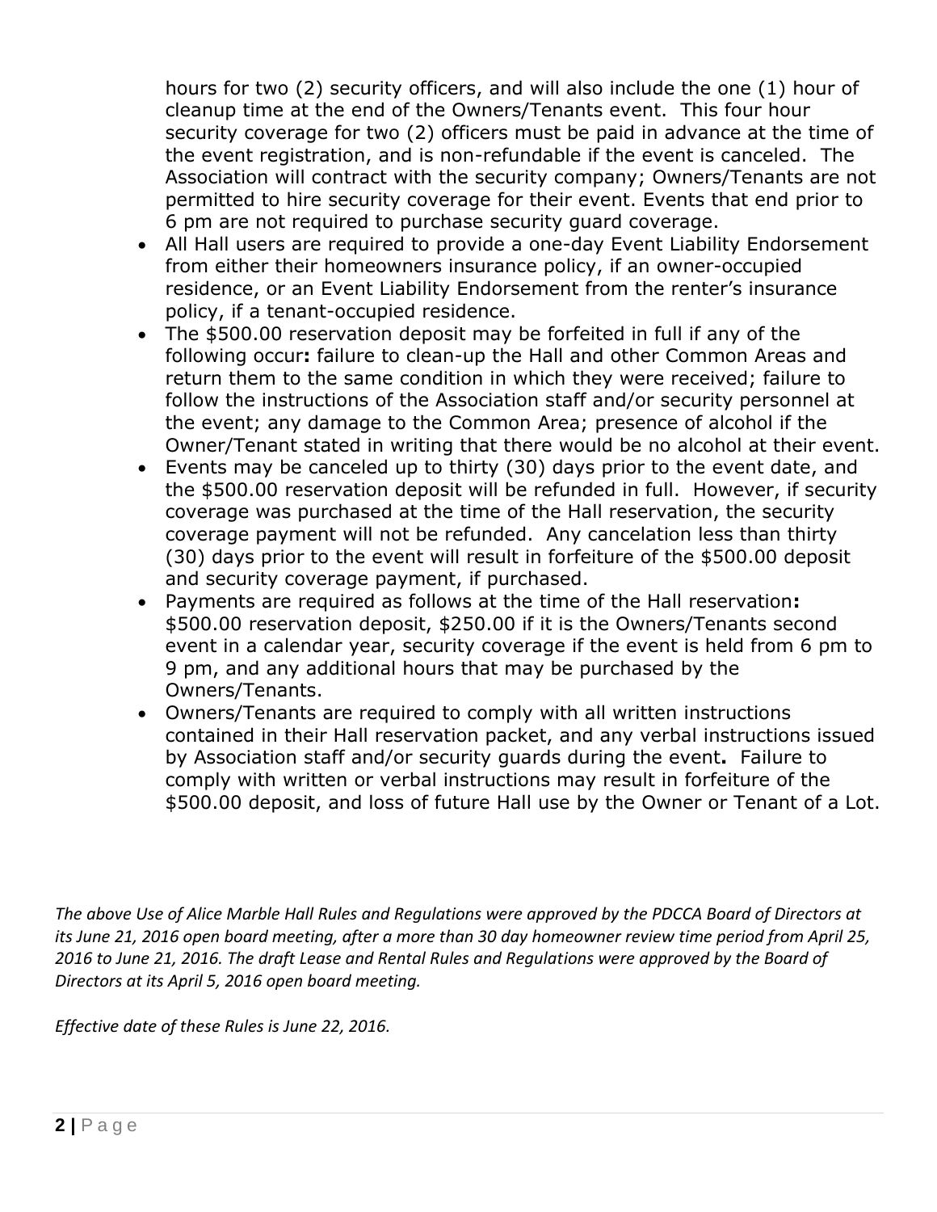hours for two (2) security officers, and will also include the one (1) hour of cleanup time at the end of the Owners/Tenants event. This four hour security coverage for two (2) officers must be paid in advance at the time of the event registration, and is non-refundable if the event is canceled. The Association will contract with the security company; Owners/Tenants are not permitted to hire security coverage for their event. Events that end prior to 6 pm are not required to purchase security guard coverage.

- All Hall users are required to provide a one-day Event Liability Endorsement from either their homeowners insurance policy, if an owner-occupied residence, or an Event Liability Endorsement from the renter's insurance policy, if a tenant-occupied residence.
- The $500.00 reservation deposit may be forfeited in full if any of the following occur**:** failure to clean-up the Hall and other Common Areas and return them to the same condition in which they were received; failure to follow the instructions of the Association staff and/or security personnel at the event; any damage to the Common Area; presence of alcohol if the Owner/Tenant stated in writing that there would be no alcohol at their event.
- Events may be canceled up to thirty (30) days prior to the event date, and the $500.00 reservation deposit will be refunded in full. However, if security coverage was purchased at the time of the Hall reservation, the security coverage payment will not be refunded. Any cancelation less than thirty (30) days prior to the event will result in forfeiture of the $500.00 deposit and security coverage payment, if purchased.
- Payments are required as follows at the time of the Hall reservation**:** $500.00 reservation deposit, $250.00 if it is the Owners/Tenants second event in a calendar year, security coverage if the event is held from 6 pm to 9 pm, and any additional hours that may be purchased by the Owners/Tenants.
- Owners/Tenants are required to comply with all written instructions contained in their Hall reservation packet, and any verbal instructions issued by Association staff and/or security guards during the event**.** Failure to comply with written or verbal instructions may result in forfeiture of the $500.00 deposit, and loss of future Hall use by the Owner or Tenant of a Lot.

*The above Use of Alice Marble Hall Rules and Regulations were approved by the PDCCA Board of Directors at its June 21, 2016 open board meeting, after a more than 30 day homeowner review time period from April 25, 2016 to June 21, 2016. The draft Lease and Rental Rules and Regulations were approved by the Board of Directors at its April 5, 2016 open board meeting.*

*Effective date of these Rules is June 22, 2016.*